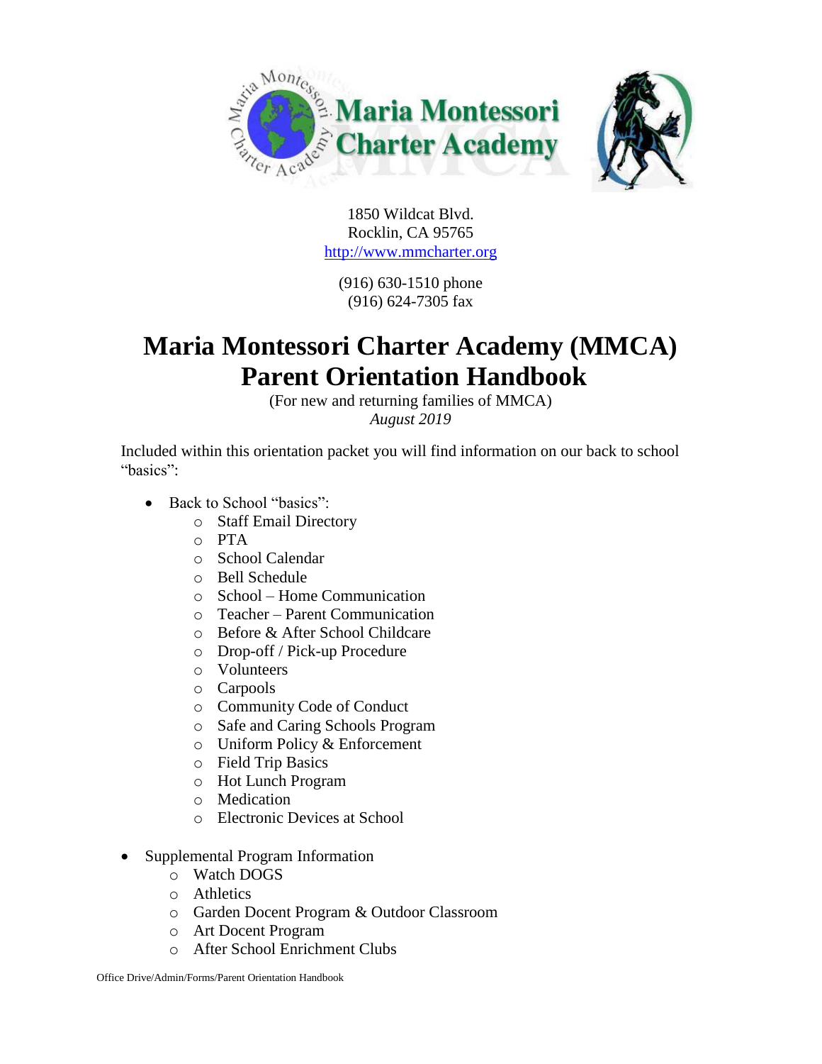1850 Wildcat Blvd.
Rocklin, CA 95765
http://www.mmcharter.org

(916) 630-1510 phone
(916) 624-7305 fax

# Maria Montessori Charter Academy (MMCA) Parent Orientation Handbook

(For new and returning families of MMCA)
*August 2019*

Included within this orientation packet you will find information on our back to school "basics":

- Back to School "basics":
  - Staff Email Directory
  - PTA
  - School Calendar
  - Bell Schedule
  - School – Home Communication
  - Teacher – Parent Communication
  - Before & After School Childcare
  - Drop-off / Pick-up Procedure
  - Volunteers
  - Carpools
  - Community Code of Conduct
  - Safe and Caring Schools Program
  - Uniform Policy & Enforcement
  - Field Trip Basics
  - Hot Lunch Program
  - Medication
  - Electronic Devices at School

- Supplemental Program Information
  - Watch DOGS
  - Athletics
  - Garden Docent Program & Outdoor Classroom
  - Art Docent Program
  - After School Enrichment Clubs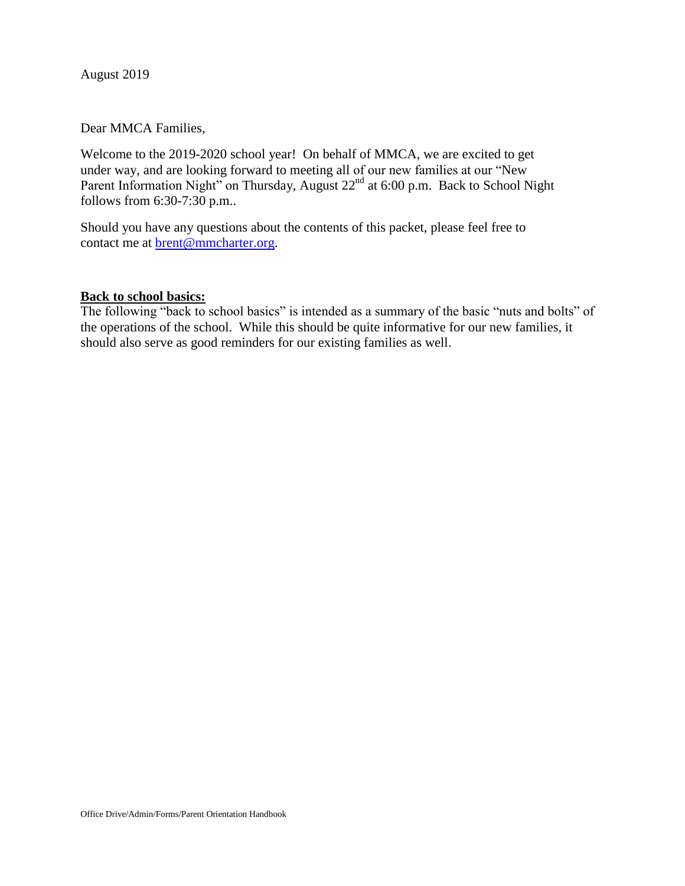August 2019

Dear MMCA Families,

Welcome to the 2019-2020 school year! On behalf of MMCA, we are excited to get under way, and are looking forward to meeting all of our new families at our "New Parent Information Night" on Thursday, August 22nd at 6:00 p.m. Back to School Night follows from 6:30-7:30 p.m..

Should you have any questions about the contents of this packet, please feel free to contact me at [brent@mmcharter.org](mailto:brent@mmcharter.org).

**Back to school basics:**

The following "back to school basics" is intended as a summary of the basic "nuts and bolts" of the operations of the school. While this should be quite informative for our new families, it should also serve as good reminders for our existing families as well.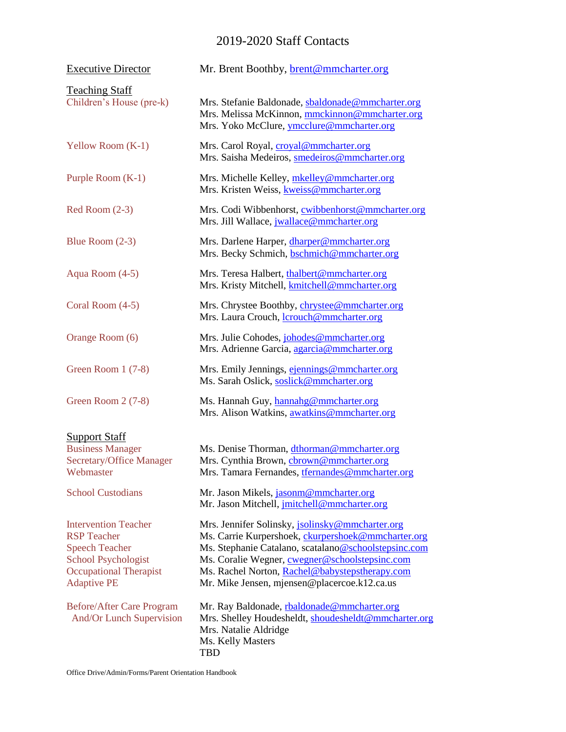# 2019-2020 Staff Contacts

**Executive Director**

Mr. Brent Boothby, brent@mmcharter.org

## Teaching Staff

| Room | Staff |
|---|---|
| Children's House (pre-k) | Mrs. Stefanie Baldonade, sbaldonade@mmcharter.org<br>Mrs. Melissa McKinnon, mmckinnon@mmcharter.org<br>Mrs. Yoko McClure, ymcclure@mmcharter.org |
| Yellow Room (K-1) | Mrs. Carol Royal, croyal@mmcharter.org<br>Mrs. Saisha Medeiros, smedeiros@mmcharter.org |
| Purple Room (K-1) | Mrs. Michelle Kelley, mkelley@mmcharter.org<br>Mrs. Kristen Weiss, kweiss@mmcharter.org |
| Red Room (2-3) | Mrs. Codi Wibbenhorst, cwibbenhorst@mmcharter.org<br>Mrs. Jill Wallace, jwallace@mmcharter.org |
| Blue Room (2-3) | Mrs. Darlene Harper, dharper@mmcharter.org<br>Mrs. Becky Schmich, bschmich@mmcharter.org |
| Aqua Room (4-5) | Mrs. Teresa Halbert, thalbert@mmcharter.org<br>Mrs. Kristy Mitchell, kmitchell@mmcharter.org |
| Coral Room (4-5) | Mrs. Chrystee Boothby, chrystee@mmcharter.org<br>Mrs. Laura Crouch, lcrouch@mmcharter.org |
| Orange Room (6) | Mrs. Julie Cohodes, johodes@mmcharter.org<br>Mrs. Adrienne Garcia, agarcia@mmcharter.org |
| Green Room 1 (7-8) | Mrs. Emily Jennings, ejennings@mmcharter.org<br>Ms. Sarah Oslick, soslick@mmcharter.org |
| Green Room 2 (7-8) | Ms. Hannah Guy, hannahg@mmcharter.org<br>Mrs. Alison Watkins, awatkins@mmcharter.org |

## Support Staff

| Role | Staff |
|---|---|
| Business Manager | Ms. Denise Thorman, dthorman@mmcharter.org |
| Secretary/Office Manager | Mrs. Cynthia Brown, cbrown@mmcharter.org |
| Webmaster | Mrs. Tamara Fernandes, tfernandes@mmcharter.org |
| School Custodians | Mr. Jason Mikels, jasonm@mmcharter.org<br>Mr. Jason Mitchell, jmitchell@mmcharter.org |
| Intervention Teacher | Mrs. Jennifer Solinsky, jsolinsky@mmcharter.org |
| RSP Teacher | Ms. Carrie Kurpershoek, ckurpershoek@mmcharter.org |
| Speech Teacher | Ms. Stephanie Catalano, scatalano@schoolstepsinc.com |
| School Psychologist | Ms. Coralie Wegner, cwegner@schoolstepsinc.com |
| Occupational Therapist | Ms. Rachel Norton, Rachel@babystepstherapy.com |
| Adaptive PE | Mr. Mike Jensen, mjensen@placercoe.k12.ca.us |
| Before/After Care Program And/Or Lunch Supervision | Mr. Ray Baldonade, rbaldonade@mmcharter.org<br>Mrs. Shelley Houdesheldt, shoudesheldt@mmcharter.org<br>Mrs. Natalie Aldridge<br>Ms. Kelly Masters<br>TBD |

Office Drive/Admin/Forms/Parent Orientation Handbook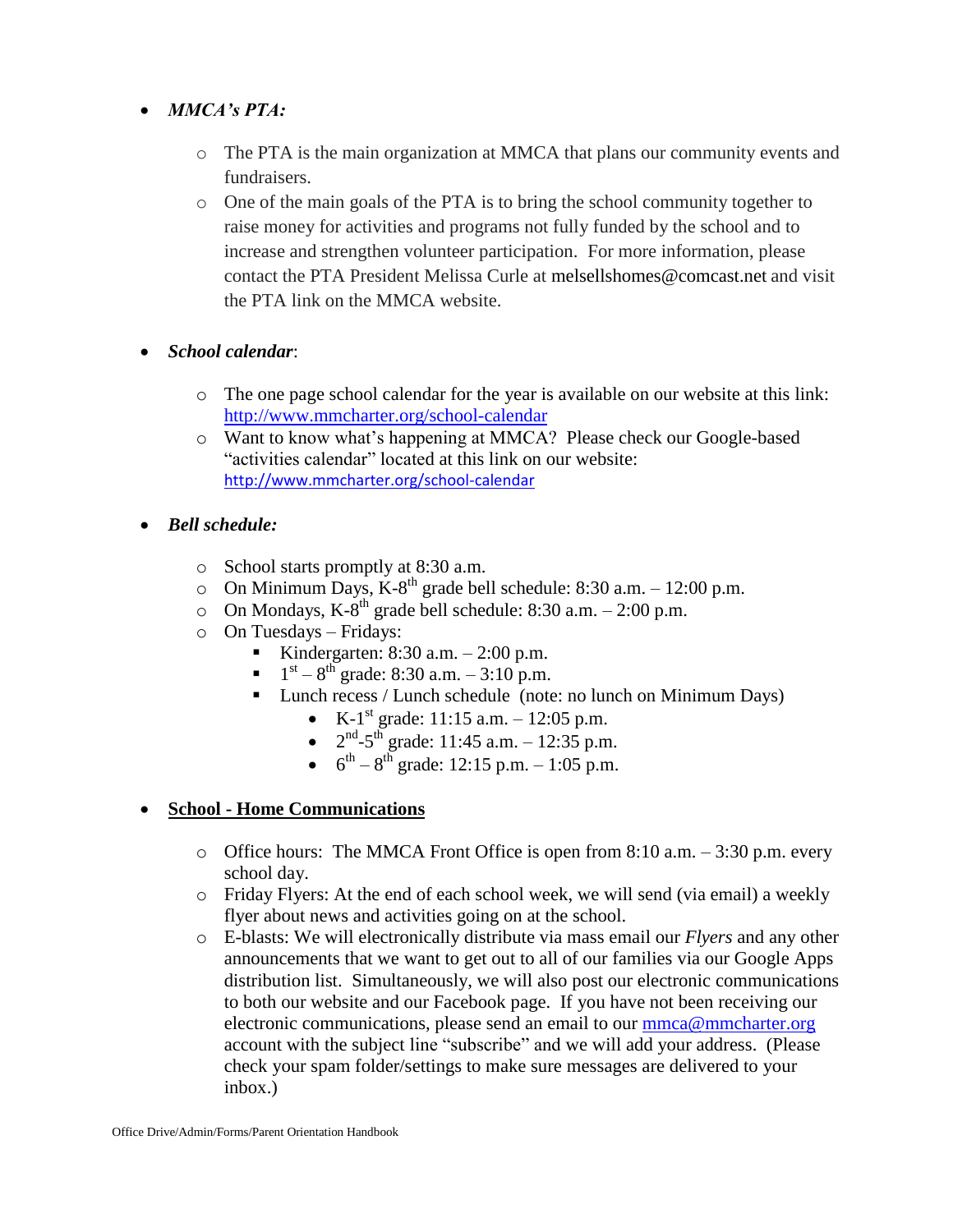- ***MMCA's PTA:***
  - The PTA is the main organization at MMCA that plans our community events and fundraisers.
  - One of the main goals of the PTA is to bring the school community together to raise money for activities and programs not fully funded by the school and to increase and strengthen volunteer participation. For more information, please contact the PTA President Melissa Curle at melsellshomes@comcast.net and visit the PTA link on the MMCA website.

- ***School calendar***:
  - The one page school calendar for the year is available on our website at this link: http://www.mmcharter.org/school-calendar
  - Want to know what's happening at MMCA? Please check our Google-based "activities calendar" located at this link on our website: http://www.mmcharter.org/school-calendar

- ***Bell schedule:***
  - School starts promptly at 8:30 a.m.
  - On Minimum Days, K-8th grade bell schedule: 8:30 a.m. – 12:00 p.m.
  - On Mondays, K-8th grade bell schedule: 8:30 a.m. – 2:00 p.m.
  - On Tuesdays – Fridays:
    - Kindergarten: 8:30 a.m. – 2:00 p.m.
    - 1st – 8th grade: 8:30 a.m. – 3:10 p.m.
    - Lunch recess / Lunch schedule (note: no lunch on Minimum Days)
      - K-1st grade: 11:15 a.m. – 12:05 p.m.
      - 2nd-5th grade: 11:45 a.m. – 12:35 p.m.
      - 6th – 8th grade: 12:15 p.m. – 1:05 p.m.

- **School - Home Communications**
  - Office hours: The MMCA Front Office is open from 8:10 a.m. – 3:30 p.m. every school day.
  - Friday Flyers: At the end of each school week, we will send (via email) a weekly flyer about news and activities going on at the school.
  - E-blasts: We will electronically distribute via mass email our *Flyers* and any other announcements that we want to get out to all of our families via our Google Apps distribution list. Simultaneously, we will also post our electronic communications to both our website and our Facebook page. If you have not been receiving our electronic communications, please send an email to our mmca@mmcharter.org account with the subject line "subscribe" and we will add your address. (Please check your spam folder/settings to make sure messages are delivered to your inbox.)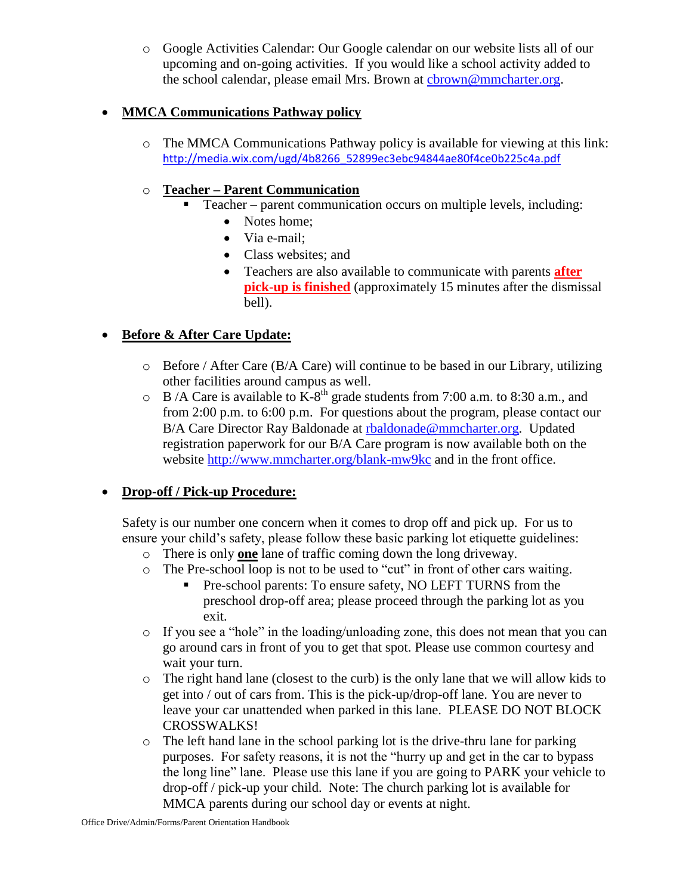- Google Activities Calendar: Our Google calendar on our website lists all of our upcoming and on-going activities. If you would like a school activity added to the school calendar, please email Mrs. Brown at cbrown@mmcharter.org.

- **MMCA Communications Pathway policy**

  - The MMCA Communications Pathway policy is available for viewing at this link: http://media.wix.com/ugd/4b8266_52899ec3ebc94844ae80f4ce0b225c4a.pdf

  - **Teacher – Parent Communication**
    - Teacher – parent communication occurs on multiple levels, including:
      - Notes home;
      - Via e-mail;
      - Class websites; and
      - Teachers are also available to communicate with parents **after pick-up is finished** (approximately 15 minutes after the dismissal bell).

- **Before & After Care Update:**

  - Before / After Care (B/A Care) will continue to be based in our Library, utilizing other facilities around campus as well.
  - B /A Care is available to K-8th grade students from 7:00 a.m. to 8:30 a.m., and from 2:00 p.m. to 6:00 p.m. For questions about the program, please contact our B/A Care Director Ray Baldonade at rbaldonade@mmcharter.org. Updated registration paperwork for our B/A Care program is now available both on the website http://www.mmcharter.org/blank-mw9kc and in the front office.

- **Drop-off / Pick-up Procedure:**

  Safety is our number one concern when it comes to drop off and pick up. For us to ensure your child's safety, please follow these basic parking lot etiquette guidelines:
  - There is only **one** lane of traffic coming down the long driveway.
  - The Pre-school loop is not to be used to "cut" in front of other cars waiting.
    - Pre-school parents: To ensure safety, NO LEFT TURNS from the preschool drop-off area; please proceed through the parking lot as you exit.
  - If you see a "hole" in the loading/unloading zone, this does not mean that you can go around cars in front of you to get that spot. Please use common courtesy and wait your turn.
  - The right hand lane (closest to the curb) is the only lane that we will allow kids to get into / out of cars from. This is the pick-up/drop-off lane. You are never to leave your car unattended when parked in this lane. PLEASE DO NOT BLOCK CROSSWALKS!
  - The left hand lane in the school parking lot is the drive-thru lane for parking purposes. For safety reasons, it is not the "hurry up and get in the car to bypass the long line" lane. Please use this lane if you are going to PARK your vehicle to drop-off / pick-up your child. Note: The church parking lot is available for MMCA parents during our school day or events at night.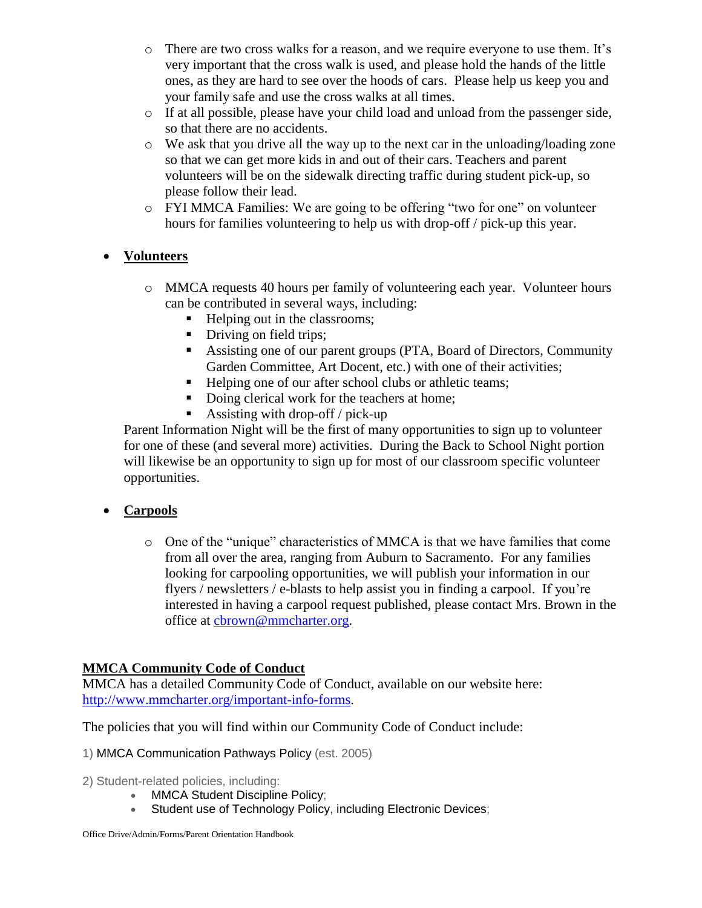- There are two cross walks for a reason, and we require everyone to use them. It's very important that the cross walk is used, and please hold the hands of the little ones, as they are hard to see over the hoods of cars. Please help us keep you and your family safe and use the cross walks at all times.
- If at all possible, please have your child load and unload from the passenger side, so that there are no accidents.
- We ask that you drive all the way up to the next car in the unloading/loading zone so that we can get more kids in and out of their cars. Teachers and parent volunteers will be on the sidewalk directing traffic during student pick-up, so please follow their lead.
- FYI MMCA Families: We are going to be offering "two for one" on volunteer hours for families volunteering to help us with drop-off / pick-up this year.

- **Volunteers**

  - MMCA requests 40 hours per family of volunteering each year. Volunteer hours can be contributed in several ways, including:
    - Helping out in the classrooms;
    - Driving on field trips;
    - Assisting one of our parent groups (PTA, Board of Directors, Community Garden Committee, Art Docent, etc.) with one of their activities;
    - Helping one of our after school clubs or athletic teams;
    - Doing clerical work for the teachers at home;
    - Assisting with drop-off / pick-up

  Parent Information Night will be the first of many opportunities to sign up to volunteer for one of these (and several more) activities. During the Back to School Night portion will likewise be an opportunity to sign up for most of our classroom specific volunteer opportunities.

- **Carpools**

  - One of the "unique" characteristics of MMCA is that we have families that come from all over the area, ranging from Auburn to Sacramento. For any families looking for carpooling opportunities, we will publish your information in our flyers / newsletters / e-blasts to help assist you in finding a carpool. If you're interested in having a carpool request published, please contact Mrs. Brown in the office at cbrown@mmcharter.org.

**MMCA Community Code of Conduct**

MMCA has a detailed Community Code of Conduct, available on our website here: http://www.mmcharter.org/important-info-forms.

The policies that you will find within our Community Code of Conduct include:

1) MMCA Communication Pathways Policy (est. 2005)

2) Student-related policies, including:
- MMCA Student Discipline Policy;
- Student use of Technology Policy, including Electronic Devices;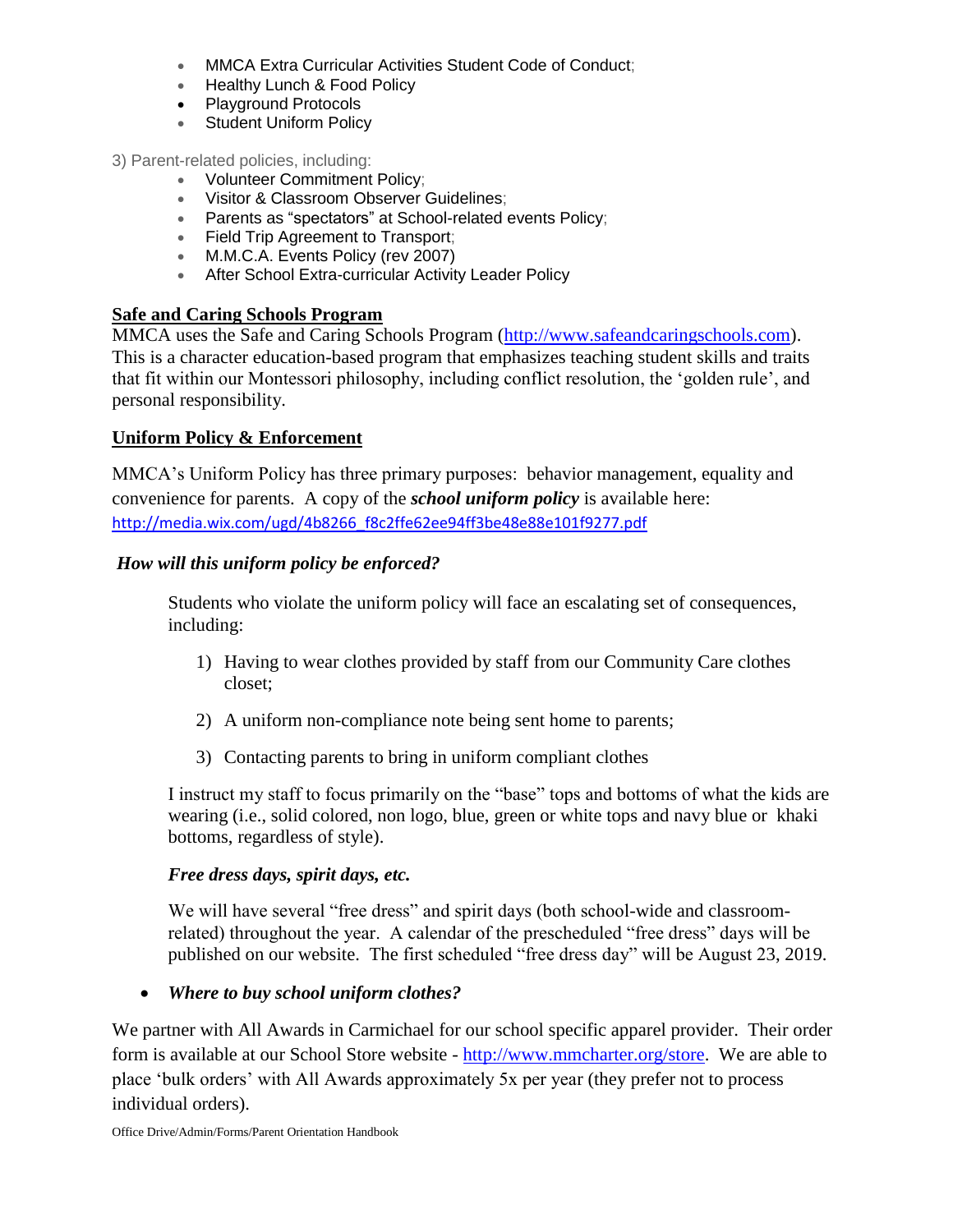- MMCA Extra Curricular Activities Student Code of Conduct;
- Healthy Lunch & Food Policy
- Playground Protocols
- Student Uniform Policy

3) Parent-related policies, including:

- Volunteer Commitment Policy;
- Visitor & Classroom Observer Guidelines;
- Parents as "spectators" at School-related events Policy;
- Field Trip Agreement to Transport;
- M.M.C.A. Events Policy (rev 2007)
- After School Extra-curricular Activity Leader Policy

## Safe and Caring Schools Program

MMCA uses the Safe and Caring Schools Program (http://www.safeandcaringschools.com). This is a character education-based program that emphasizes teaching student skills and traits that fit within our Montessori philosophy, including conflict resolution, the 'golden rule', and personal responsibility.

## Uniform Policy & Enforcement

MMCA's Uniform Policy has three primary purposes: behavior management, equality and convenience for parents. A copy of the ***school uniform policy*** is available here: http://media.wix.com/ugd/4b8266_f8c2ffe62ee94ff3be48e88e101f9277.pdf

### *How will this uniform policy be enforced?*

Students who violate the uniform policy will face an escalating set of consequences, including:

1) Having to wear clothes provided by staff from our Community Care clothes closet;
2) A uniform non-compliance note being sent home to parents;
3) Contacting parents to bring in uniform compliant clothes

I instruct my staff to focus primarily on the "base" tops and bottoms of what the kids are wearing (i.e., solid colored, non logo, blue, green or white tops and navy blue or khaki bottoms, regardless of style).

### *Free dress days, spirit days, etc.*

We will have several "free dress" and spirit days (both school-wide and classroom-related) throughout the year. A calendar of the prescheduled "free dress" days will be published on our website. The first scheduled "free dress day" will be August 23, 2019.

- ***Where to buy school uniform clothes?***

We partner with All Awards in Carmichael for our school specific apparel provider. Their order form is available at our School Store website - http://www.mmcharter.org/store. We are able to place 'bulk orders' with All Awards approximately 5x per year (they prefer not to process individual orders).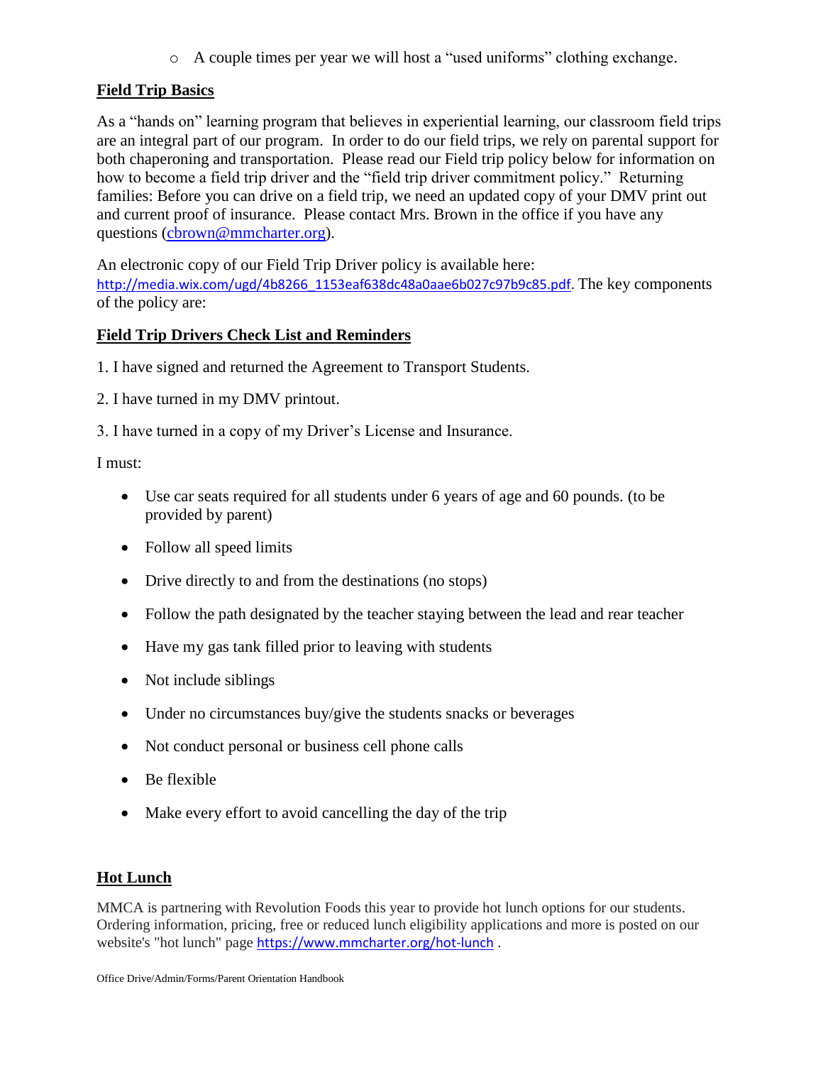- A couple times per year we will host a "used uniforms" clothing exchange.

## Field Trip Basics

As a "hands on" learning program that believes in experiential learning, our classroom field trips are an integral part of our program. In order to do our field trips, we rely on parental support for both chaperoning and transportation. Please read our Field trip policy below for information on how to become a field trip driver and the "field trip driver commitment policy." Returning families: Before you can drive on a field trip, we need an updated copy of your DMV print out and current proof of insurance. Please contact Mrs. Brown in the office if you have any questions (cbrown@mmcharter.org).

An electronic copy of our Field Trip Driver policy is available here: http://media.wix.com/ugd/4b8266_1153eaf638dc48a0aae6b027c97b9c85.pdf. The key components of the policy are:

## Field Trip Drivers Check List and Reminders

1. I have signed and returned the Agreement to Transport Students.

2. I have turned in my DMV printout.

3. I have turned in a copy of my Driver's License and Insurance.

I must:

- Use car seats required for all students under 6 years of age and 60 pounds. (to be provided by parent)
- Follow all speed limits
- Drive directly to and from the destinations (no stops)
- Follow the path designated by the teacher staying between the lead and rear teacher
- Have my gas tank filled prior to leaving with students
- Not include siblings
- Under no circumstances buy/give the students snacks or beverages
- Not conduct personal or business cell phone calls
- Be flexible
- Make every effort to avoid cancelling the day of the trip

## Hot Lunch

MMCA is partnering with Revolution Foods this year to provide hot lunch options for our students. Ordering information, pricing, free or reduced lunch eligibility applications and more is posted on our website's "hot lunch" page https://www.mmcharter.org/hot-lunch .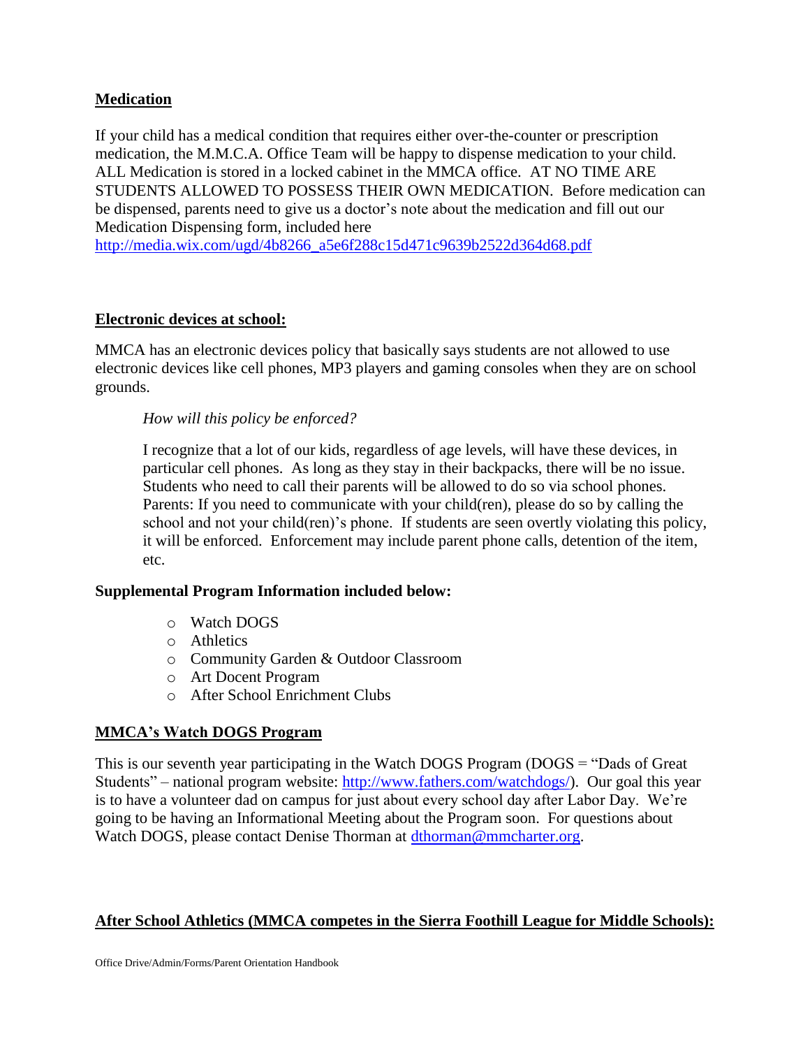**Medication**

If your child has a medical condition that requires either over-the-counter or prescription medication, the M.M.C.A. Office Team will be happy to dispense medication to your child. ALL Medication is stored in a locked cabinet in the MMCA office. AT NO TIME ARE STUDENTS ALLOWED TO POSSESS THEIR OWN MEDICATION. Before medication can be dispensed, parents need to give us a doctor's note about the medication and fill out our Medication Dispensing form, included here
[http://media.wix.com/ugd/4b8266_a5e6f288c15d471c9639b2522d364d68.pdf](http://media.wix.com/ugd/4b8266_a5e6f288c15d471c9639b2522d364d68.pdf)

**Electronic devices at school:**

MMCA has an electronic devices policy that basically says students are not allowed to use electronic devices like cell phones, MP3 players and gaming consoles when they are on school grounds.

> *How will this policy be enforced?*
>
> I recognize that a lot of our kids, regardless of age levels, will have these devices, in particular cell phones. As long as they stay in their backpacks, there will be no issue. Students who need to call their parents will be allowed to do so via school phones. Parents: If you need to communicate with your child(ren), please do so by calling the school and not your child(ren)'s phone. If students are seen overtly violating this policy, it will be enforced. Enforcement may include parent phone calls, detention of the item, etc.

**Supplemental Program Information included below:**

- Watch DOGS
- Athletics
- Community Garden & Outdoor Classroom
- Art Docent Program
- After School Enrichment Clubs

**MMCA's Watch DOGS Program**

This is our seventh year participating in the Watch DOGS Program (DOGS = "Dads of Great Students" – national program website: [http://www.fathers.com/watchdogs/](http://www.fathers.com/watchdogs/)). Our goal this year is to have a volunteer dad on campus for just about every school day after Labor Day. We're going to be having an Informational Meeting about the Program soon. For questions about Watch DOGS, please contact Denise Thorman at [dthorman@mmcharter.org](mailto:dthorman@mmcharter.org).

**After School Athletics (MMCA competes in the Sierra Foothill League for Middle Schools):**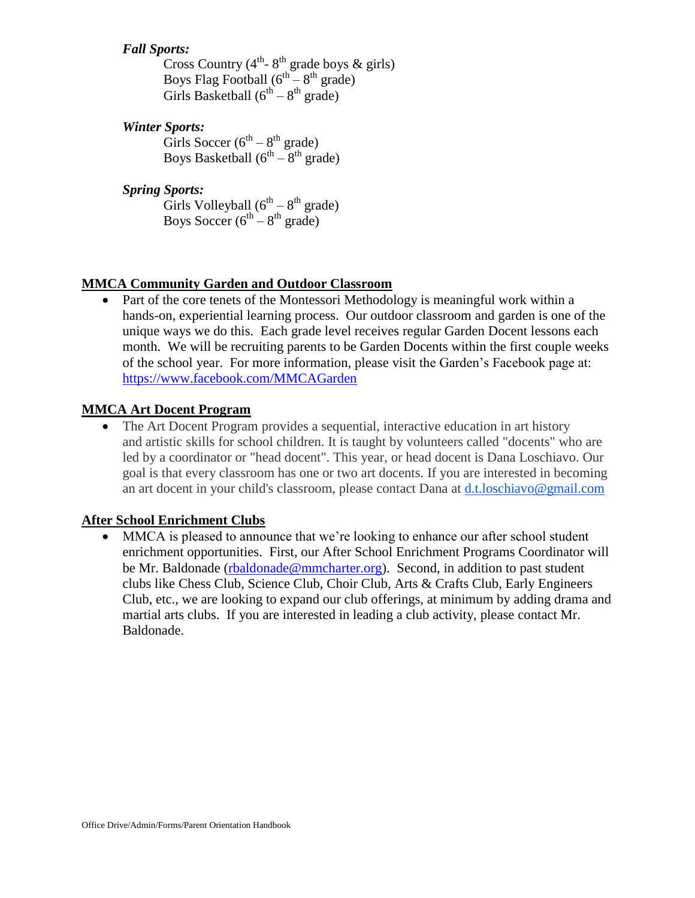***Fall Sports:***

Cross Country ($4^{th}$- $8^{th}$ grade boys & girls)
Boys Flag Football ($6^{th}$ – $8^{th}$ grade)
Girls Basketball ($6^{th}$ – $8^{th}$ grade)

***Winter Sports:***

Girls Soccer ($6^{th}$ – $8^{th}$ grade)
Boys Basketball ($6^{th}$ – $8^{th}$ grade)

***Spring Sports:***

Girls Volleyball ($6^{th}$ – $8^{th}$ grade)
Boys Soccer ($6^{th}$ – $8^{th}$ grade)

## MMCA Community Garden and Outdoor Classroom

- Part of the core tenets of the Montessori Methodology is meaningful work within a hands-on, experiential learning process. Our outdoor classroom and garden is one of the unique ways we do this. Each grade level receives regular Garden Docent lessons each month. We will be recruiting parents to be Garden Docents within the first couple weeks of the school year. For more information, please visit the Garden's Facebook page at: https://www.facebook.com/MMCAGarden

## MMCA Art Docent Program

- The Art Docent Program provides a sequential, interactive education in art history and artistic skills for school children. It is taught by volunteers called "docents" who are led by a coordinator or "head docent". This year, or head docent is Dana Loschiavo. Our goal is that every classroom has one or two art docents. If you are interested in becoming an art docent in your child's classroom, please contact Dana at d.t.loschiavo@gmail.com

## After School Enrichment Clubs

- MMCA is pleased to announce that we're looking to enhance our after school student enrichment opportunities. First, our After School Enrichment Programs Coordinator will be Mr. Baldonade (rbaldonade@mmcharter.org). Second, in addition to past student clubs like Chess Club, Science Club, Choir Club, Arts & Crafts Club, Early Engineers Club, etc., we are looking to expand our club offerings, at minimum by adding drama and martial arts clubs. If you are interested in leading a club activity, please contact Mr. Baldonade.